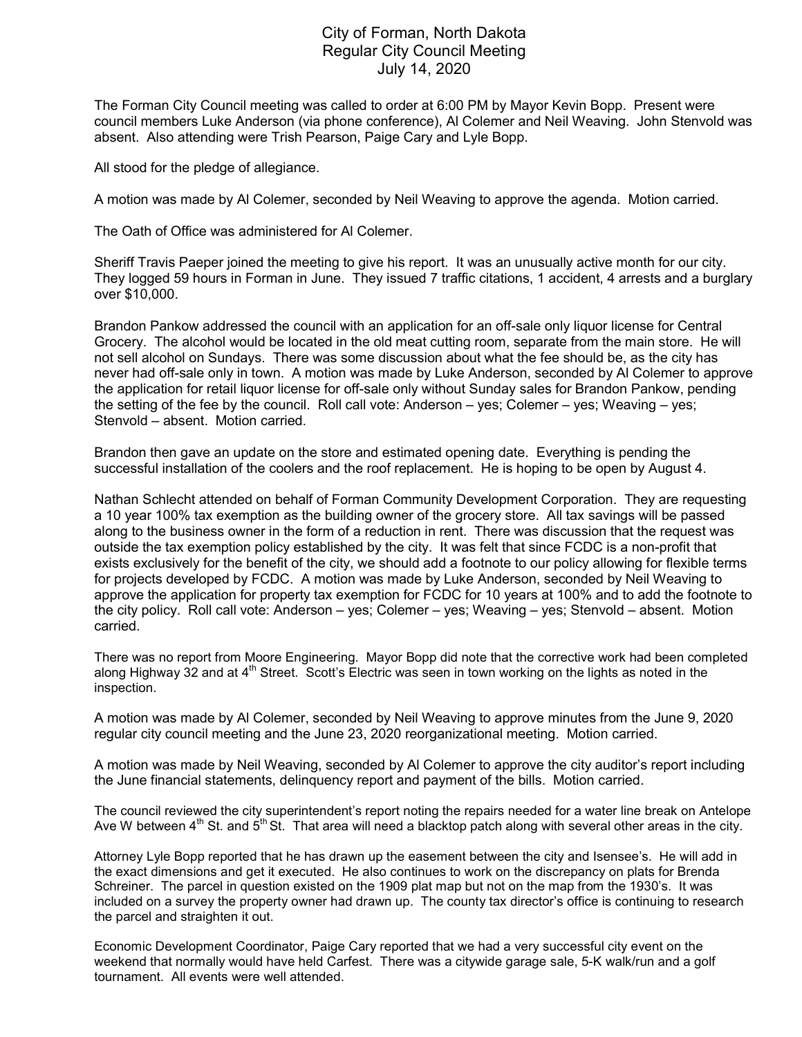# City of Forman, North Dakota
## Regular City Council Meeting
## July 14, 2020

The Forman City Council meeting was called to order at 6:00 PM by Mayor Kevin Bopp. Present were council members Luke Anderson (via phone conference), Al Colemer and Neil Weaving. John Stenvold was absent. Also attending were Trish Pearson, Paige Cary and Lyle Bopp.

All stood for the pledge of allegiance.

A motion was made by Al Colemer, seconded by Neil Weaving to approve the agenda. Motion carried.

The Oath of Office was administered for Al Colemer.

Sheriff Travis Paeper joined the meeting to give his report. It was an unusually active month for our city. They logged 59 hours in Forman in June. They issued 7 traffic citations, 1 accident, 4 arrests and a burglary over $10,000.

Brandon Pankow addressed the council with an application for an off-sale only liquor license for Central Grocery. The alcohol would be located in the old meat cutting room, separate from the main store. He will not sell alcohol on Sundays. There was some discussion about what the fee should be, as the city has never had off-sale only in town. A motion was made by Luke Anderson, seconded by Al Colemer to approve the application for retail liquor license for off-sale only without Sunday sales for Brandon Pankow, pending the setting of the fee by the council. Roll call vote: Anderson – yes; Colemer – yes; Weaving – yes; Stenvold – absent. Motion carried.

Brandon then gave an update on the store and estimated opening date. Everything is pending the successful installation of the coolers and the roof replacement. He is hoping to be open by August 4.

Nathan Schlecht attended on behalf of Forman Community Development Corporation. They are requesting a 10 year 100% tax exemption as the building owner of the grocery store. All tax savings will be passed along to the business owner in the form of a reduction in rent. There was discussion that the request was outside the tax exemption policy established by the city. It was felt that since FCDC is a non-profit that exists exclusively for the benefit of the city, we should add a footnote to our policy allowing for flexible terms for projects developed by FCDC. A motion was made by Luke Anderson, seconded by Neil Weaving to approve the application for property tax exemption for FCDC for 10 years at 100% and to add the footnote to the city policy. Roll call vote: Anderson – yes; Colemer – yes; Weaving – yes; Stenvold – absent. Motion carried.

There was no report from Moore Engineering. Mayor Bopp did note that the corrective work had been completed along Highway 32 and at 4th Street. Scott's Electric was seen in town working on the lights as noted in the inspection.

A motion was made by Al Colemer, seconded by Neil Weaving to approve minutes from the June 9, 2020 regular city council meeting and the June 23, 2020 reorganizational meeting. Motion carried.

A motion was made by Neil Weaving, seconded by Al Colemer to approve the city auditor's report including the June financial statements, delinquency report and payment of the bills. Motion carried.

The council reviewed the city superintendent's report noting the repairs needed for a water line break on Antelope Ave W between 4th St. and 5th St. That area will need a blacktop patch along with several other areas in the city.

Attorney Lyle Bopp reported that he has drawn up the easement between the city and Isensee's. He will add in the exact dimensions and get it executed. He also continues to work on the discrepancy on plats for Brenda Schreiner. The parcel in question existed on the 1909 plat map but not on the map from the 1930's. It was included on a survey the property owner had drawn up. The county tax director's office is continuing to research the parcel and straighten it out.

Economic Development Coordinator, Paige Cary reported that we had a very successful city event on the weekend that normally would have held Carfest. There was a citywide garage sale, 5-K walk/run and a golf tournament. All events were well attended.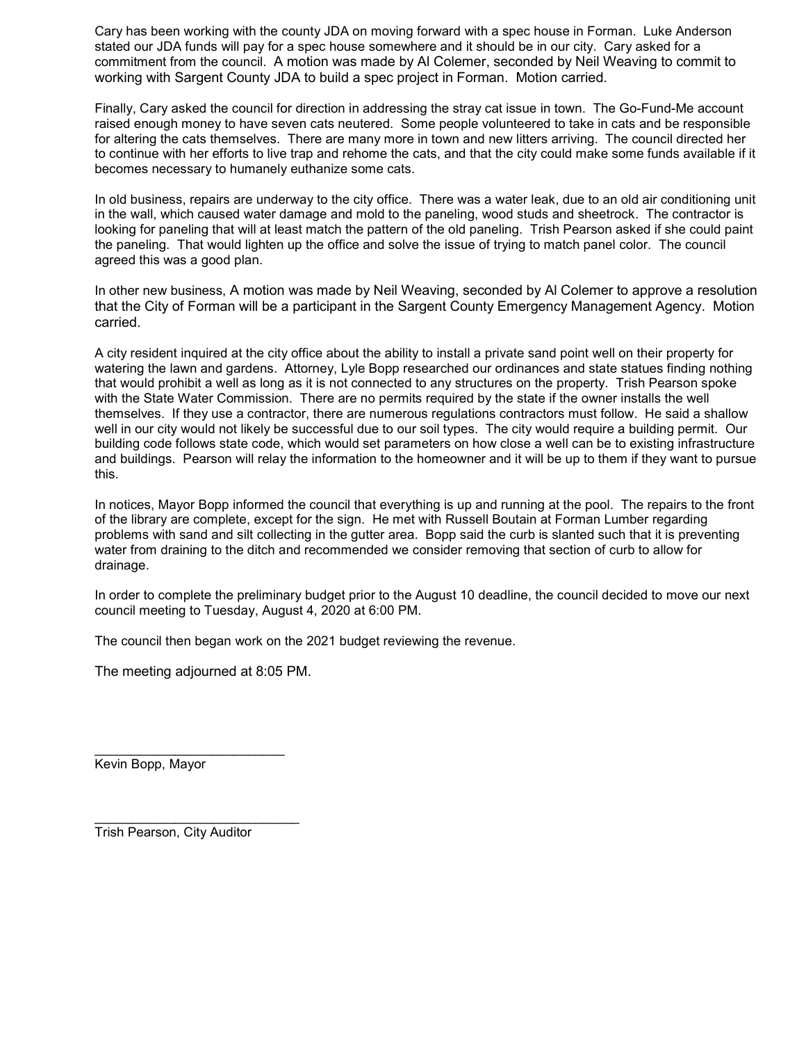Cary has been working with the county JDA on moving forward with a spec house in Forman. Luke Anderson stated our JDA funds will pay for a spec house somewhere and it should be in our city. Cary asked for a commitment from the council. A motion was made by Al Colemer, seconded by Neil Weaving to commit to working with Sargent County JDA to build a spec project in Forman. Motion carried.

Finally, Cary asked the council for direction in addressing the stray cat issue in town. The Go-Fund-Me account raised enough money to have seven cats neutered. Some people volunteered to take in cats and be responsible for altering the cats themselves. There are many more in town and new litters arriving. The council directed her to continue with her efforts to live trap and rehome the cats, and that the city could make some funds available if it becomes necessary to humanely euthanize some cats.

In old business, repairs are underway to the city office. There was a water leak, due to an old air conditioning unit in the wall, which caused water damage and mold to the paneling, wood studs and sheetrock. The contractor is looking for paneling that will at least match the pattern of the old paneling. Trish Pearson asked if she could paint the paneling. That would lighten up the office and solve the issue of trying to match panel color. The council agreed this was a good plan.

In other new business, A motion was made by Neil Weaving, seconded by Al Colemer to approve a resolution that the City of Forman will be a participant in the Sargent County Emergency Management Agency. Motion carried.

A city resident inquired at the city office about the ability to install a private sand point well on their property for watering the lawn and gardens. Attorney, Lyle Bopp researched our ordinances and state statues finding nothing that would prohibit a well as long as it is not connected to any structures on the property. Trish Pearson spoke with the State Water Commission. There are no permits required by the state if the owner installs the well themselves. If they use a contractor, there are numerous regulations contractors must follow. He said a shallow well in our city would not likely be successful due to our soil types. The city would require a building permit. Our building code follows state code, which would set parameters on how close a well can be to existing infrastructure and buildings. Pearson will relay the information to the homeowner and it will be up to them if they want to pursue this.

In notices, Mayor Bopp informed the council that everything is up and running at the pool. The repairs to the front of the library are complete, except for the sign. He met with Russell Boutain at Forman Lumber regarding problems with sand and silt collecting in the gutter area. Bopp said the curb is slanted such that it is preventing water from draining to the ditch and recommended we consider removing that section of curb to allow for drainage.

In order to complete the preliminary budget prior to the August 10 deadline, the council decided to move our next council meeting to Tuesday, August 4, 2020 at 6:00 PM.

The council then began work on the 2021 budget reviewing the revenue.

The meeting adjourned at 8:05 PM.

\_\_\_\_\_\_\_\_\_\_\_\_\_\_\_\_\_\_\_\_\_\_\_\_\_\_\_\_
Kevin Bopp, Mayor

\_\_\_\_\_\_\_\_\_\_\_\_\_\_\_\_\_\_\_\_\_\_\_\_\_\_\_\_
Trish Pearson, City Auditor